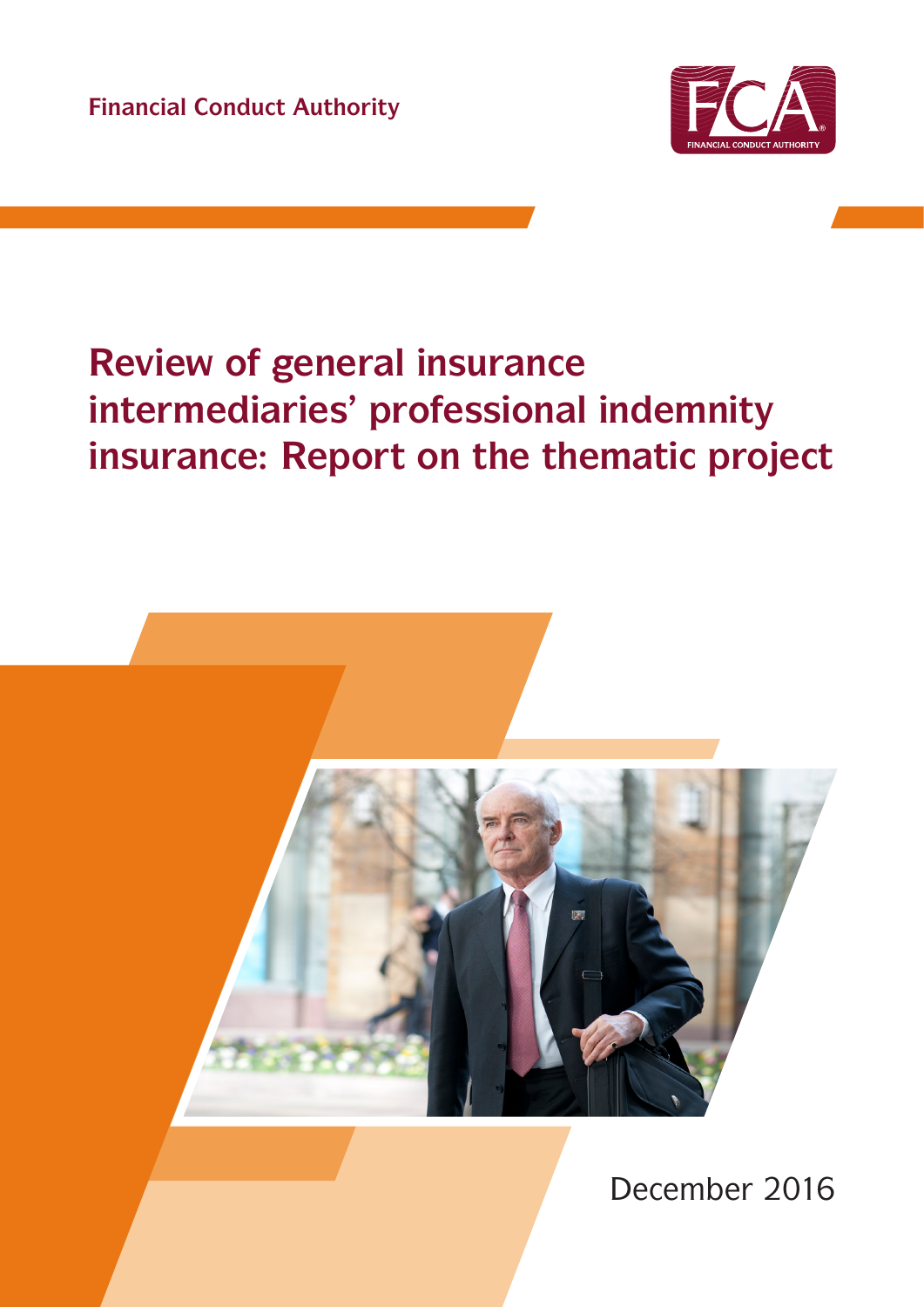Financial Conduct Authority

# Review of general insurance intermediaries' professional indemnity insurance: Report on the thematic project

December 2016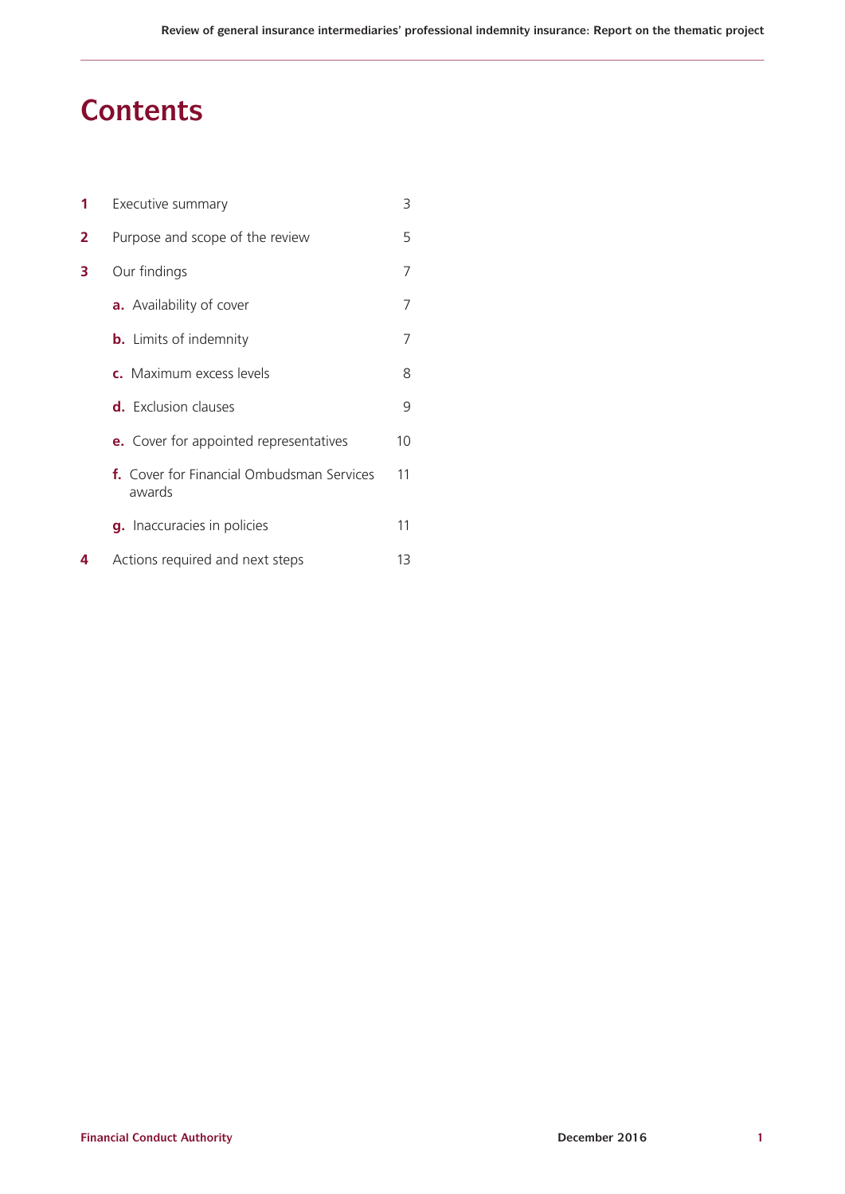# Contents

| | | |
|---|---|---|
| **1** | Executive summary | 3 |
| **2** | Purpose and scope of the review | 5 |
| **3** | Our findings | 7 |
| | **a.** Availability of cover | 7 |
| | **b.** Limits of indemnity | 7 |
| | **c.** Maximum excess levels | 8 |
| | **d.** Exclusion clauses | 9 |
| | **e.** Cover for appointed representatives | 10 |
| | **f.** Cover for Financial Ombudsman Services awards | 11 |
| | **g.** Inaccuracies in policies | 11 |
| **4** | Actions required and next steps | 13 |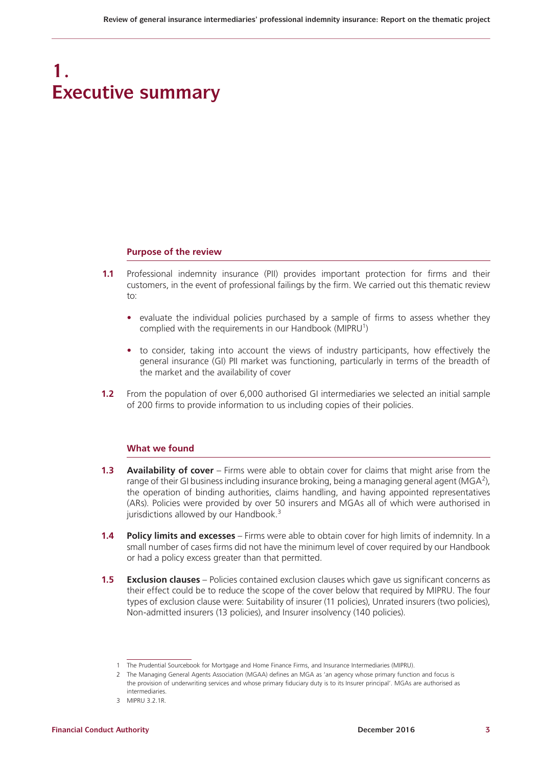# 1. Executive summary

### Purpose of the review

**1.1** Professional indemnity insurance (PII) provides important protection for firms and their customers, in the event of professional failings by the firm. We carried out this thematic review to:

- evaluate the individual policies purchased by a sample of firms to assess whether they complied with the requirements in our Handbook (MIPRU[1])
- to consider, taking into account the views of industry participants, how effectively the general insurance (GI) PII market was functioning, particularly in terms of the breadth of the market and the availability of cover

**1.2** From the population of over 6,000 authorised GI intermediaries we selected an initial sample of 200 firms to provide information to us including copies of their policies.

### What we found

**1.3** **Availability of cover** – Firms were able to obtain cover for claims that might arise from the range of their GI business including insurance broking, being a managing general agent (MGA[2]), the operation of binding authorities, claims handling, and having appointed representatives (ARs). Policies were provided by over 50 insurers and MGAs all of which were authorised in jurisdictions allowed by our Handbook.[3]

**1.4** **Policy limits and excesses** – Firms were able to obtain cover for high limits of indemnity. In a small number of cases firms did not have the minimum level of cover required by our Handbook or had a policy excess greater than that permitted.

**1.5** **Exclusion clauses** – Policies contained exclusion clauses which gave us significant concerns as their effect could be to reduce the scope of the cover below that required by MIPRU. The four types of exclusion clause were: Suitability of insurer (11 policies), Unrated insurers (two policies), Non-admitted insurers (13 policies), and Insurer insolvency (140 policies).

---

1 The Prudential Sourcebook for Mortgage and Home Finance Firms, and Insurance Intermediaries (MIPRU).

2 The Managing General Agents Association (MGAA) defines an MGA as 'an agency whose primary function and focus is the provision of underwriting services and whose primary fiduciary duty is to its Insurer principal'. MGAs are authorised as intermediaries.

3 MIPRU 3.2.1R.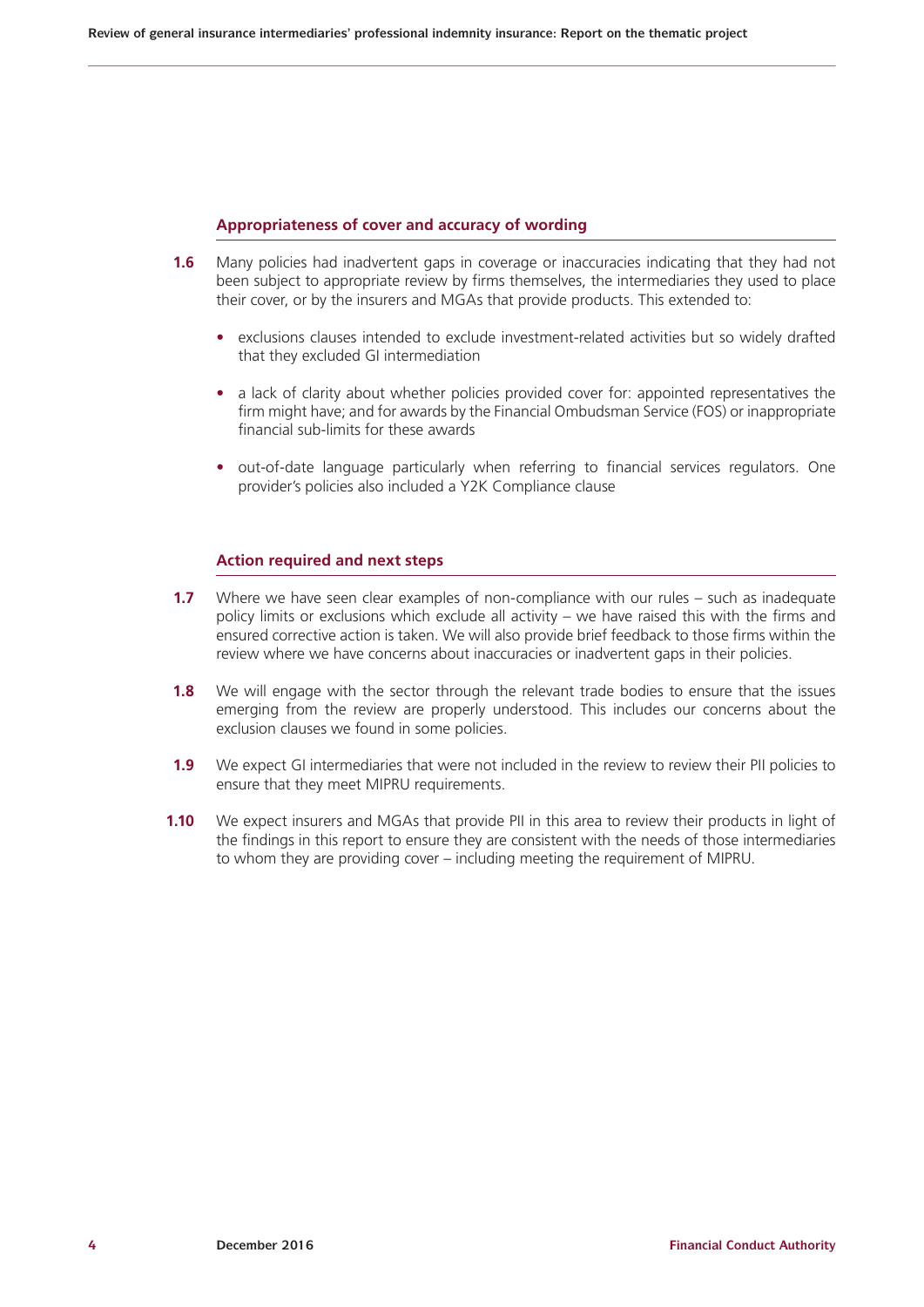### Appropriateness of cover and accuracy of wording

**1.6** Many policies had inadvertent gaps in coverage or inaccuracies indicating that they had not been subject to appropriate review by firms themselves, the intermediaries they used to place their cover, or by the insurers and MGAs that provide products. This extended to:

- exclusions clauses intended to exclude investment-related activities but so widely drafted that they excluded GI intermediation
- a lack of clarity about whether policies provided cover for: appointed representatives the firm might have; and for awards by the Financial Ombudsman Service (FOS) or inappropriate financial sub-limits for these awards
- out-of-date language particularly when referring to financial services regulators. One provider's policies also included a Y2K Compliance clause

### Action required and next steps

**1.7** Where we have seen clear examples of non-compliance with our rules – such as inadequate policy limits or exclusions which exclude all activity – we have raised this with the firms and ensured corrective action is taken. We will also provide brief feedback to those firms within the review where we have concerns about inaccuracies or inadvertent gaps in their policies.

**1.8** We will engage with the sector through the relevant trade bodies to ensure that the issues emerging from the review are properly understood. This includes our concerns about the exclusion clauses we found in some policies.

**1.9** We expect GI intermediaries that were not included in the review to review their PII policies to ensure that they meet MIPRU requirements.

**1.10** We expect insurers and MGAs that provide PII in this area to review their products in light of the findings in this report to ensure they are consistent with the needs of those intermediaries to whom they are providing cover – including meeting the requirement of MIPRU.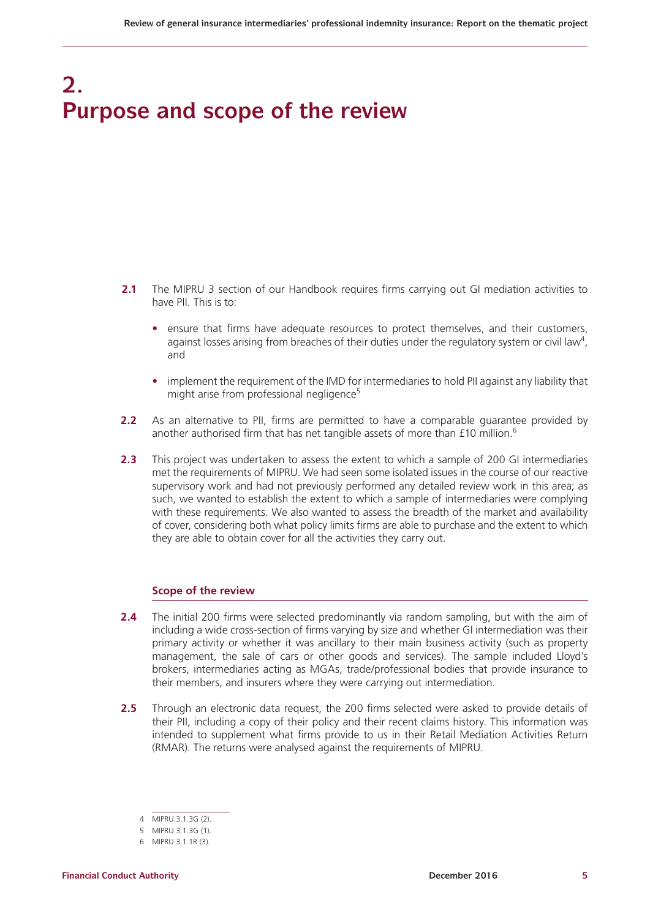# 2. Purpose and scope of the review

**2.1** The MIPRU 3 section of our Handbook requires firms carrying out GI mediation activities to have PII. This is to:

- ensure that firms have adequate resources to protect themselves, and their customers, against losses arising from breaches of their duties under the regulatory system or civil law[4], and
- implement the requirement of the IMD for intermediaries to hold PII against any liability that might arise from professional negligence[5]

**2.2** As an alternative to PII, firms are permitted to have a comparable guarantee provided by another authorised firm that has net tangible assets of more than £10 million.[6]

**2.3** This project was undertaken to assess the extent to which a sample of 200 GI intermediaries met the requirements of MIPRU. We had seen some isolated issues in the course of our reactive supervisory work and had not previously performed any detailed review work in this area; as such, we wanted to establish the extent to which a sample of intermediaries were complying with these requirements. We also wanted to assess the breadth of the market and availability of cover, considering both what policy limits firms are able to purchase and the extent to which they are able to obtain cover for all the activities they carry out.

## Scope of the review

**2.4** The initial 200 firms were selected predominantly via random sampling, but with the aim of including a wide cross-section of firms varying by size and whether GI intermediation was their primary activity or whether it was ancillary to their main business activity (such as property management, the sale of cars or other goods and services). The sample included Lloyd's brokers, intermediaries acting as MGAs, trade/professional bodies that provide insurance to their members, and insurers where they were carrying out intermediation.

**2.5** Through an electronic data request, the 200 firms selected were asked to provide details of their PII, including a copy of their policy and their recent claims history. This information was intended to supplement what firms provide to us in their Retail Mediation Activities Return (RMAR). The returns were analysed against the requirements of MIPRU.

---

4 MIPRU 3.1.3G (2).

5 MIPRU 3.1.3G (1).

6 MIPRU 3.1.1R (3).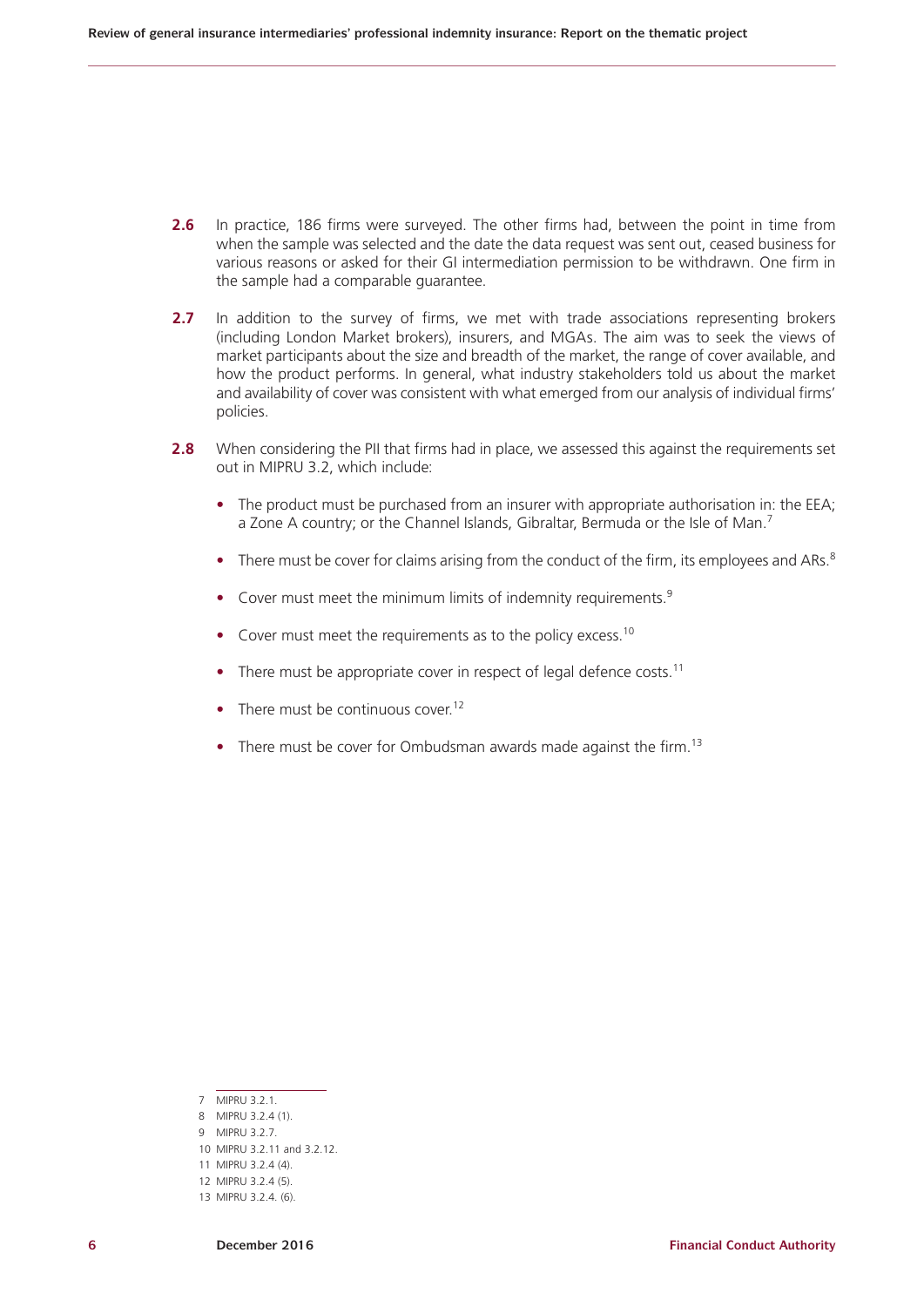**2.6** In practice, 186 firms were surveyed. The other firms had, between the point in time from when the sample was selected and the date the data request was sent out, ceased business for various reasons or asked for their GI intermediation permission to be withdrawn. One firm in the sample had a comparable guarantee.

**2.7** In addition to the survey of firms, we met with trade associations representing brokers (including London Market brokers), insurers, and MGAs. The aim was to seek the views of market participants about the size and breadth of the market, the range of cover available, and how the product performs. In general, what industry stakeholders told us about the market and availability of cover was consistent with what emerged from our analysis of individual firms' policies.

**2.8** When considering the PII that firms had in place, we assessed this against the requirements set out in MIPRU 3.2, which include:

- The product must be purchased from an insurer with appropriate authorisation in: the EEA; a Zone A country; or the Channel Islands, Gibraltar, Bermuda or the Isle of Man.[7]
- There must be cover for claims arising from the conduct of the firm, its employees and ARs.[8]
- Cover must meet the minimum limits of indemnity requirements.[9]
- Cover must meet the requirements as to the policy excess.[10]
- There must be appropriate cover in respect of legal defence costs.[11]
- There must be continuous cover.[12]
- There must be cover for Ombudsman awards made against the firm.[13]

---

7 MIPRU 3.2.1.

8 MIPRU 3.2.4 (1).

9 MIPRU 3.2.7.

10 MIPRU 3.2.11 and 3.2.12.

11 MIPRU 3.2.4 (4).

12 MIPRU 3.2.4 (5).

13 MIPRU 3.2.4. (6).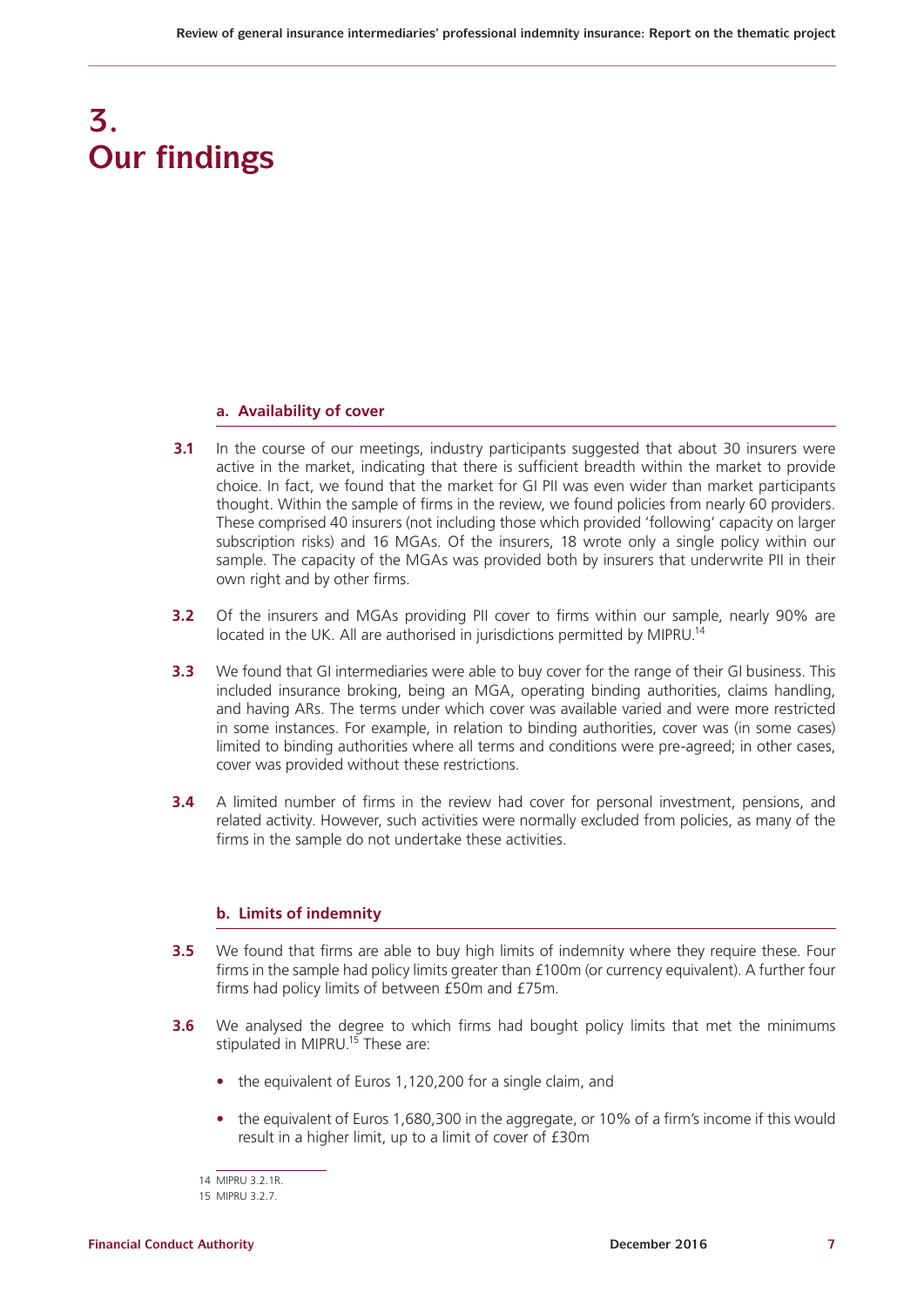# 3. Our findings

### a. Availability of cover

**3.1** In the course of our meetings, industry participants suggested that about 30 insurers were active in the market, indicating that there is sufficient breadth within the market to provide choice. In fact, we found that the market for GI PII was even wider than market participants thought. Within the sample of firms in the review, we found policies from nearly 60 providers. These comprised 40 insurers (not including those which provided 'following' capacity on larger subscription risks) and 16 MGAs. Of the insurers, 18 wrote only a single policy within our sample. The capacity of the MGAs was provided both by insurers that underwrite PII in their own right and by other firms.

**3.2** Of the insurers and MGAs providing PII cover to firms within our sample, nearly 90% are located in the UK. All are authorised in jurisdictions permitted by MIPRU.[14]

**3.3** We found that GI intermediaries were able to buy cover for the range of their GI business. This included insurance broking, being an MGA, operating binding authorities, claims handling, and having ARs. The terms under which cover was available varied and were more restricted in some instances. For example, in relation to binding authorities, cover was (in some cases) limited to binding authorities where all terms and conditions were pre-agreed; in other cases, cover was provided without these restrictions.

**3.4** A limited number of firms in the review had cover for personal investment, pensions, and related activity. However, such activities were normally excluded from policies, as many of the firms in the sample do not undertake these activities.

### b. Limits of indemnity

**3.5** We found that firms are able to buy high limits of indemnity where they require these. Four firms in the sample had policy limits greater than £100m (or currency equivalent). A further four firms had policy limits of between £50m and £75m.

**3.6** We analysed the degree to which firms had bought policy limits that met the minimums stipulated in MIPRU.[15] These are:

- the equivalent of Euros 1,120,200 for a single claim, and
- the equivalent of Euros 1,680,300 in the aggregate, or 10% of a firm's income if this would result in a higher limit, up to a limit of cover of £30m

---

14 MIPRU 3.2.1R.

15 MIPRU 3.2.7.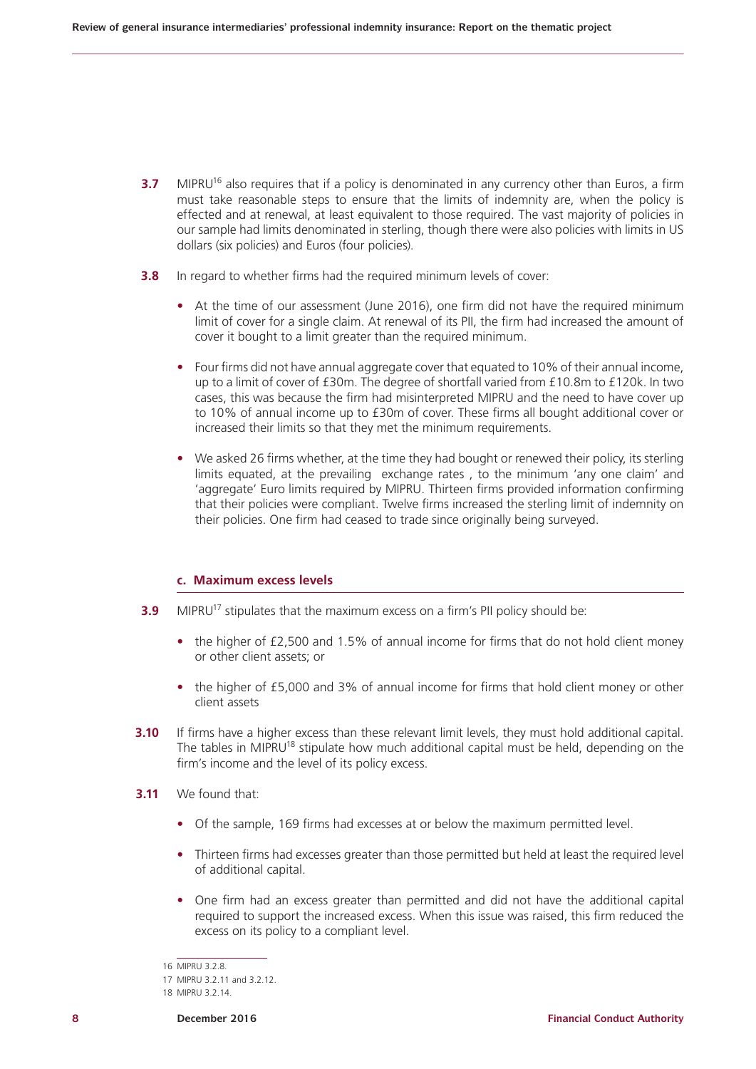**3.7** MIPRU[16] also requires that if a policy is denominated in any currency other than Euros, a firm must take reasonable steps to ensure that the limits of indemnity are, when the policy is effected and at renewal, at least equivalent to those required. The vast majority of policies in our sample had limits denominated in sterling, though there were also policies with limits in US dollars (six policies) and Euros (four policies).

**3.8** In regard to whether firms had the required minimum levels of cover:

- At the time of our assessment (June 2016), one firm did not have the required minimum limit of cover for a single claim. At renewal of its PII, the firm had increased the amount of cover it bought to a limit greater than the required minimum.
- Four firms did not have annual aggregate cover that equated to 10% of their annual income, up to a limit of cover of £30m. The degree of shortfall varied from £10.8m to £120k. In two cases, this was because the firm had misinterpreted MIPRU and the need to have cover up to 10% of annual income up to £30m of cover. These firms all bought additional cover or increased their limits so that they met the minimum requirements.
- We asked 26 firms whether, at the time they had bought or renewed their policy, its sterling limits equated, at the prevailing exchange rates, to the minimum 'any one claim' and 'aggregate' Euro limits required by MIPRU. Thirteen firms provided information confirming that their policies were compliant. Twelve firms increased the sterling limit of indemnity on their policies. One firm had ceased to trade since originally being surveyed.

### c. Maximum excess levels

**3.9** MIPRU[17] stipulates that the maximum excess on a firm's PII policy should be:

- the higher of £2,500 and 1.5% of annual income for firms that do not hold client money or other client assets; or
- the higher of £5,000 and 3% of annual income for firms that hold client money or other client assets

**3.10** If firms have a higher excess than these relevant limit levels, they must hold additional capital. The tables in MIPRU[18] stipulate how much additional capital must be held, depending on the firm's income and the level of its policy excess.

**3.11** We found that:

- Of the sample, 169 firms had excesses at or below the maximum permitted level.
- Thirteen firms had excesses greater than those permitted but held at least the required level of additional capital.
- One firm had an excess greater than permitted and did not have the additional capital required to support the increased excess. When this issue was raised, this firm reduced the excess on its policy to a compliant level.

---

16 MIPRU 3.2.8.

17 MIPRU 3.2.11 and 3.2.12.

18 MIPRU 3.2.14.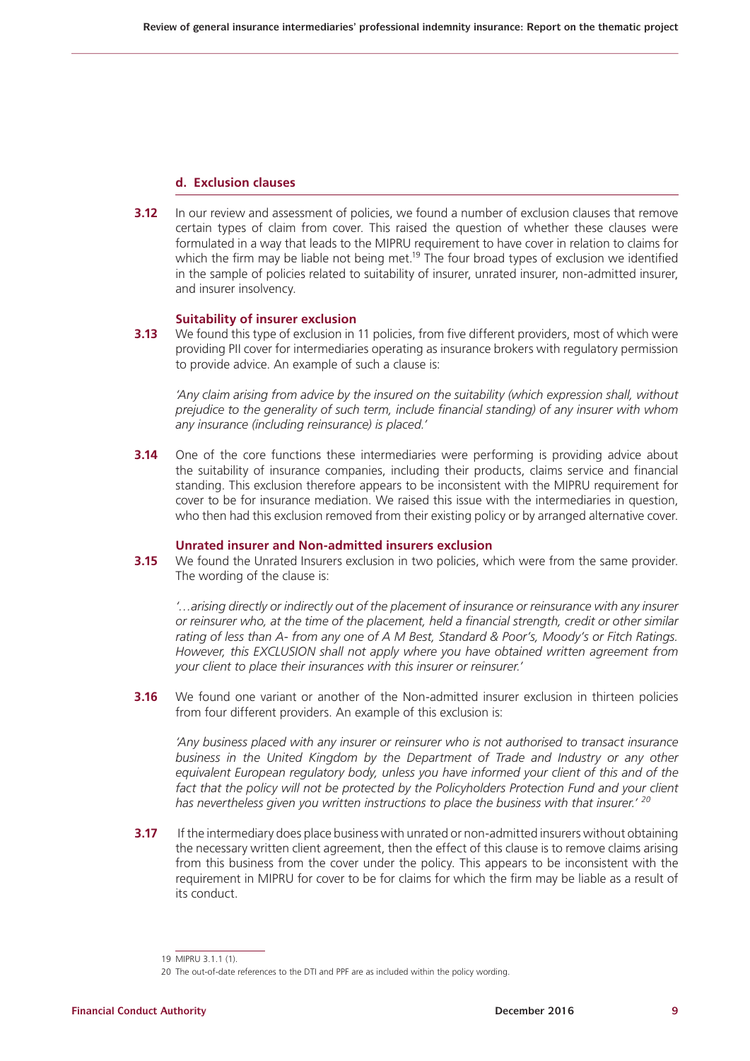### d. Exclusion clauses

**3.12** In our review and assessment of policies, we found a number of exclusion clauses that remove certain types of claim from cover. This raised the question of whether these clauses were formulated in a way that leads to the MIPRU requirement to have cover in relation to claims for which the firm may be liable not being met.[19] The four broad types of exclusion we identified in the sample of policies related to suitability of insurer, unrated insurer, non-admitted insurer, and insurer insolvency.

#### Suitability of insurer exclusion

**3.13** We found this type of exclusion in 11 policies, from five different providers, most of which were providing PII cover for intermediaries operating as insurance brokers with regulatory permission to provide advice. An example of such a clause is:

*'Any claim arising from advice by the insured on the suitability (which expression shall, without prejudice to the generality of such term, include financial standing) of any insurer with whom any insurance (including reinsurance) is placed.'*

**3.14** One of the core functions these intermediaries were performing is providing advice about the suitability of insurance companies, including their products, claims service and financial standing. This exclusion therefore appears to be inconsistent with the MIPRU requirement for cover to be for insurance mediation. We raised this issue with the intermediaries in question, who then had this exclusion removed from their existing policy or by arranged alternative cover.

#### Unrated insurer and Non-admitted insurers exclusion

**3.15** We found the Unrated Insurers exclusion in two policies, which were from the same provider. The wording of the clause is:

*'…arising directly or indirectly out of the placement of insurance or reinsurance with any insurer or reinsurer who, at the time of the placement, held a financial strength, credit or other similar rating of less than A- from any one of A M Best, Standard & Poor's, Moody's or Fitch Ratings. However, this EXCLUSION shall not apply where you have obtained written agreement from your client to place their insurances with this insurer or reinsurer.'*

**3.16** We found one variant or another of the Non-admitted insurer exclusion in thirteen policies from four different providers. An example of this exclusion is:

*'Any business placed with any insurer or reinsurer who is not authorised to transact insurance business in the United Kingdom by the Department of Trade and Industry or any other equivalent European regulatory body, unless you have informed your client of this and of the fact that the policy will not be protected by the Policyholders Protection Fund and your client has nevertheless given you written instructions to place the business with that insurer.'* [20]

**3.17** If the intermediary does place business with unrated or non-admitted insurers without obtaining the necessary written client agreement, then the effect of this clause is to remove claims arising from this business from the cover under the policy. This appears to be inconsistent with the requirement in MIPRU for cover to be for claims for which the firm may be liable as a result of its conduct.

---

19 MIPRU 3.1.1 (1).

20 The out-of-date references to the DTI and PPF are as included within the policy wording.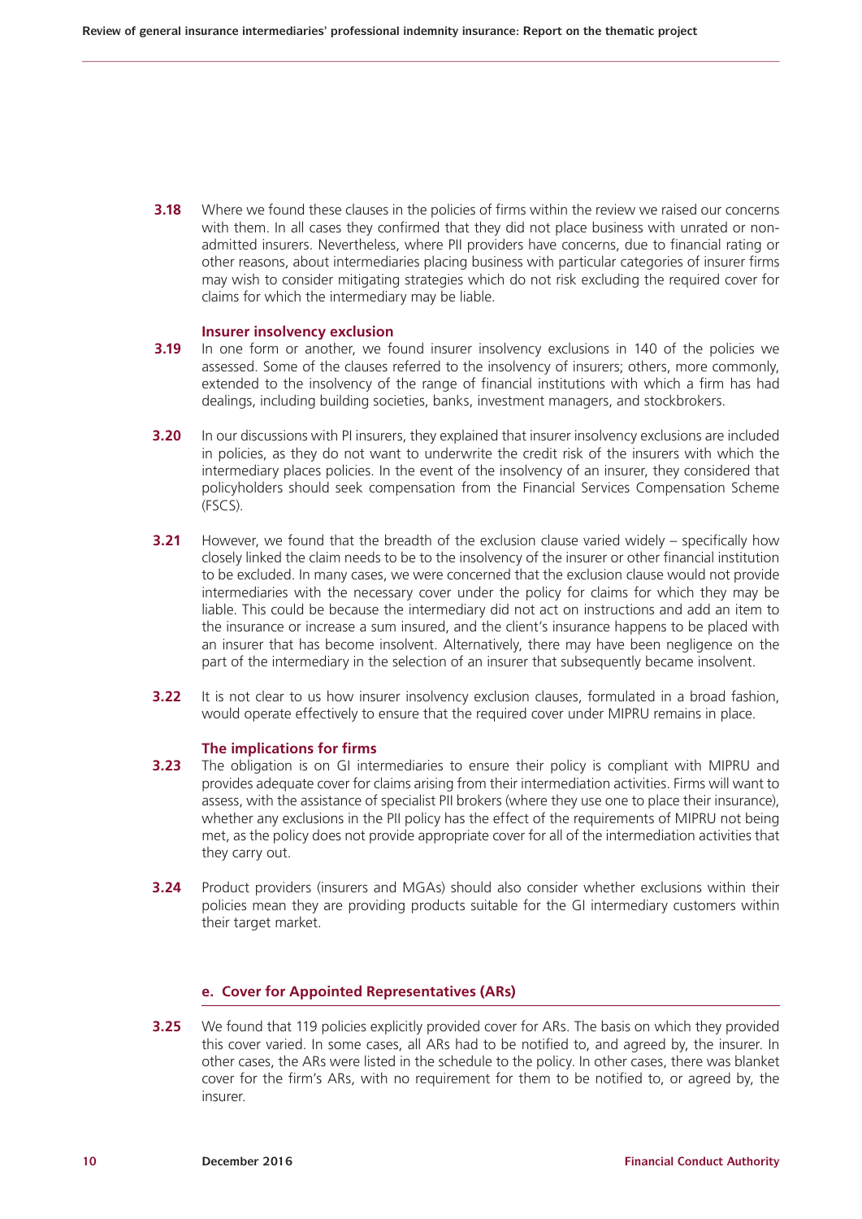**3.18** Where we found these clauses in the policies of firms within the review we raised our concerns with them. In all cases they confirmed that they did not place business with unrated or non-admitted insurers. Nevertheless, where PII providers have concerns, due to financial rating or other reasons, about intermediaries placing business with particular categories of insurer firms may wish to consider mitigating strategies which do not risk excluding the required cover for claims for which the intermediary may be liable.

#### Insurer insolvency exclusion

**3.19** In one form or another, we found insurer insolvency exclusions in 140 of the policies we assessed. Some of the clauses referred to the insolvency of insurers; others, more commonly, extended to the insolvency of the range of financial institutions with which a firm has had dealings, including building societies, banks, investment managers, and stockbrokers.

**3.20** In our discussions with PI insurers, they explained that insurer insolvency exclusions are included in policies, as they do not want to underwrite the credit risk of the insurers with which the intermediary places policies. In the event of the insolvency of an insurer, they considered that policyholders should seek compensation from the Financial Services Compensation Scheme (FSCS).

**3.21** However, we found that the breadth of the exclusion clause varied widely – specifically how closely linked the claim needs to be to the insolvency of the insurer or other financial institution to be excluded. In many cases, we were concerned that the exclusion clause would not provide intermediaries with the necessary cover under the policy for claims for which they may be liable. This could be because the intermediary did not act on instructions and add an item to the insurance or increase a sum insured, and the client's insurance happens to be placed with an insurer that has become insolvent. Alternatively, there may have been negligence on the part of the intermediary in the selection of an insurer that subsequently became insolvent.

**3.22** It is not clear to us how insurer insolvency exclusion clauses, formulated in a broad fashion, would operate effectively to ensure that the required cover under MIPRU remains in place.

#### The implications for firms

**3.23** The obligation is on GI intermediaries to ensure their policy is compliant with MIPRU and provides adequate cover for claims arising from their intermediation activities. Firms will want to assess, with the assistance of specialist PII brokers (where they use one to place their insurance), whether any exclusions in the PII policy has the effect of the requirements of MIPRU not being met, as the policy does not provide appropriate cover for all of the intermediation activities that they carry out.

**3.24** Product providers (insurers and MGAs) should also consider whether exclusions within their policies mean they are providing products suitable for the GI intermediary customers within their target market.

### e. Cover for Appointed Representatives (ARs)

**3.25** We found that 119 policies explicitly provided cover for ARs. The basis on which they provided this cover varied. In some cases, all ARs had to be notified to, and agreed by, the insurer. In other cases, the ARs were listed in the schedule to the policy. In other cases, there was blanket cover for the firm's ARs, with no requirement for them to be notified to, or agreed by, the insurer.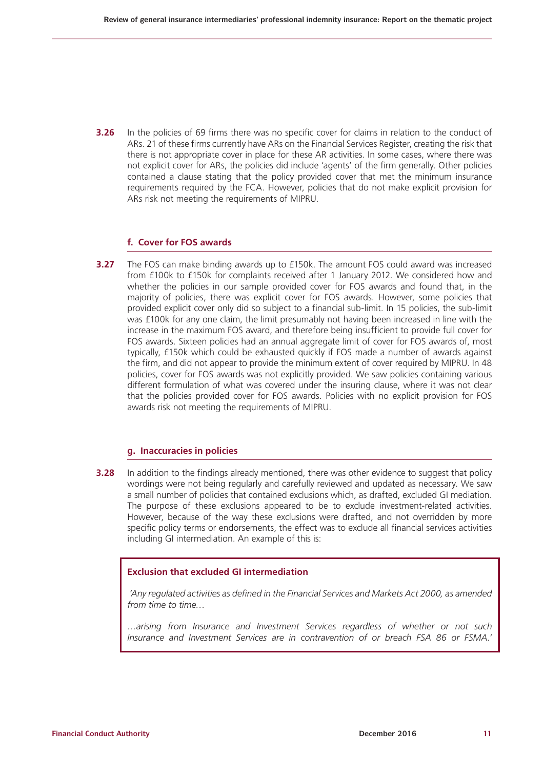**3.26** In the policies of 69 firms there was no specific cover for claims in relation to the conduct of ARs. 21 of these firms currently have ARs on the Financial Services Register, creating the risk that there is not appropriate cover in place for these AR activities. In some cases, where there was not explicit cover for ARs, the policies did include 'agents' of the firm generally. Other policies contained a clause stating that the policy provided cover that met the minimum insurance requirements required by the FCA. However, policies that do not make explicit provision for ARs risk not meeting the requirements of MIPRU.

### f. Cover for FOS awards

**3.27** The FOS can make binding awards up to £150k. The amount FOS could award was increased from £100k to £150k for complaints received after 1 January 2012. We considered how and whether the policies in our sample provided cover for FOS awards and found that, in the majority of policies, there was explicit cover for FOS awards. However, some policies that provided explicit cover only did so subject to a financial sub-limit. In 15 policies, the sub-limit was £100k for any one claim, the limit presumably not having been increased in line with the increase in the maximum FOS award, and therefore being insufficient to provide full cover for FOS awards. Sixteen policies had an annual aggregate limit of cover for FOS awards of, most typically, £150k which could be exhausted quickly if FOS made a number of awards against the firm, and did not appear to provide the minimum extent of cover required by MIPRU. In 48 policies, cover for FOS awards was not explicitly provided. We saw policies containing various different formulation of what was covered under the insuring clause, where it was not clear that the policies provided cover for FOS awards. Policies with no explicit provision for FOS awards risk not meeting the requirements of MIPRU.

### g. Inaccuracies in policies

**3.28** In addition to the findings already mentioned, there was other evidence to suggest that policy wordings were not being regularly and carefully reviewed and updated as necessary. We saw a small number of policies that contained exclusions which, as drafted, excluded GI mediation. The purpose of these exclusions appeared to be to exclude investment-related activities. However, because of the way these exclusions were drafted, and not overridden by more specific policy terms or endorsements, the effect was to exclude all financial services activities including GI intermediation. An example of this is:

> **Exclusion that excluded GI intermediation**
>
> *'Any regulated activities as defined in the Financial Services and Markets Act 2000, as amended from time to time…*
>
> *…arising from Insurance and Investment Services regardless of whether or not such Insurance and Investment Services are in contravention of or breach FSA 86 or FSMA.'*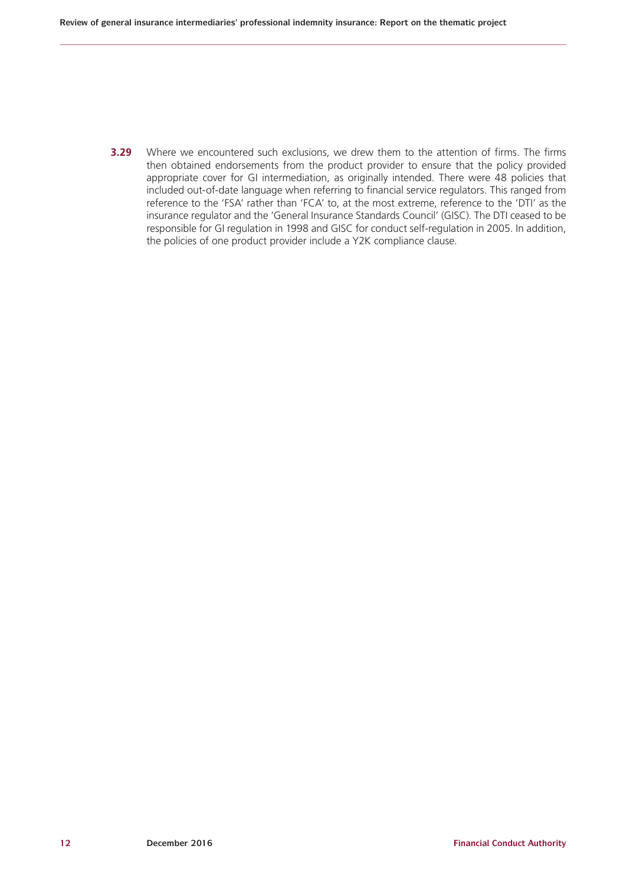**3.29** Where we encountered such exclusions, we drew them to the attention of firms. The firms then obtained endorsements from the product provider to ensure that the policy provided appropriate cover for GI intermediation, as originally intended. There were 48 policies that included out-of-date language when referring to financial service regulators. This ranged from reference to the 'FSA' rather than 'FCA' to, at the most extreme, reference to the 'DTI' as the insurance regulator and the 'General Insurance Standards Council' (GISC). The DTI ceased to be responsible for GI regulation in 1998 and GISC for conduct self-regulation in 2005. In addition, the policies of one product provider include a Y2K compliance clause.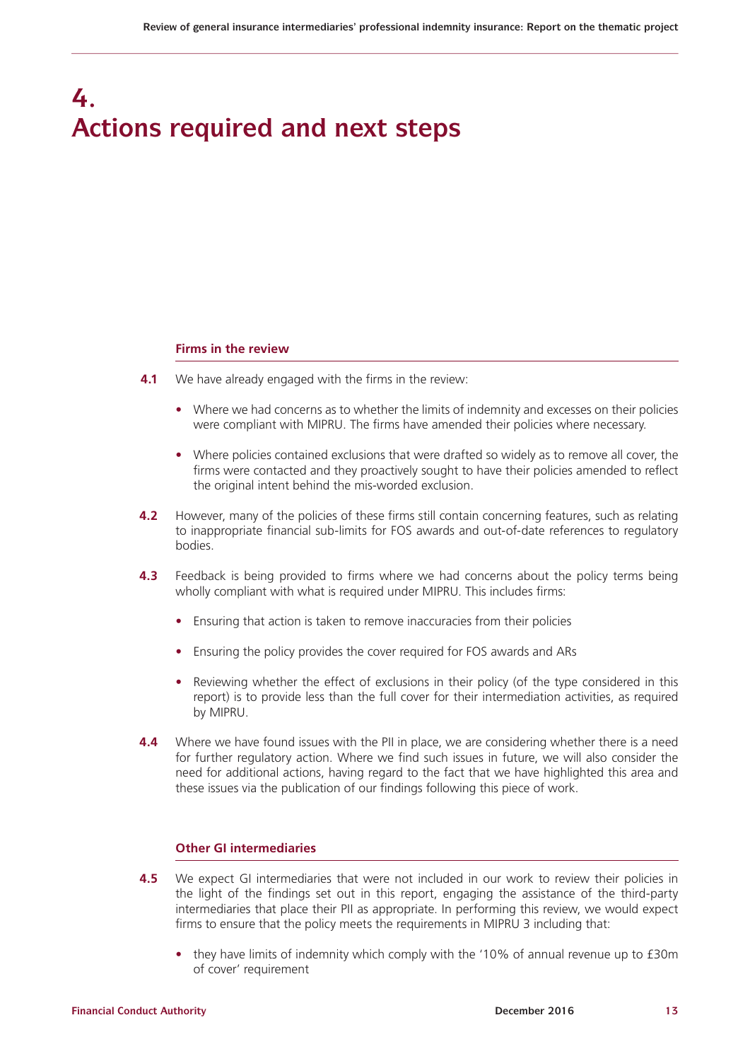# 4. Actions required and next steps

### Firms in the review

**4.1** We have already engaged with the firms in the review:

- Where we had concerns as to whether the limits of indemnity and excesses on their policies were compliant with MIPRU. The firms have amended their policies where necessary.
- Where policies contained exclusions that were drafted so widely as to remove all cover, the firms were contacted and they proactively sought to have their policies amended to reflect the original intent behind the mis-worded exclusion.

**4.2** However, many of the policies of these firms still contain concerning features, such as relating to inappropriate financial sub-limits for FOS awards and out-of-date references to regulatory bodies.

**4.3** Feedback is being provided to firms where we had concerns about the policy terms being wholly compliant with what is required under MIPRU. This includes firms:

- Ensuring that action is taken to remove inaccuracies from their policies
- Ensuring the policy provides the cover required for FOS awards and ARs
- Reviewing whether the effect of exclusions in their policy (of the type considered in this report) is to provide less than the full cover for their intermediation activities, as required by MIPRU.

**4.4** Where we have found issues with the PII in place, we are considering whether there is a need for further regulatory action. Where we find such issues in future, we will also consider the need for additional actions, having regard to the fact that we have highlighted this area and these issues via the publication of our findings following this piece of work.

### Other GI intermediaries

**4.5** We expect GI intermediaries that were not included in our work to review their policies in the light of the findings set out in this report, engaging the assistance of the third-party intermediaries that place their PII as appropriate. In performing this review, we would expect firms to ensure that the policy meets the requirements in MIPRU 3 including that:

- they have limits of indemnity which comply with the '10% of annual revenue up to £30m of cover' requirement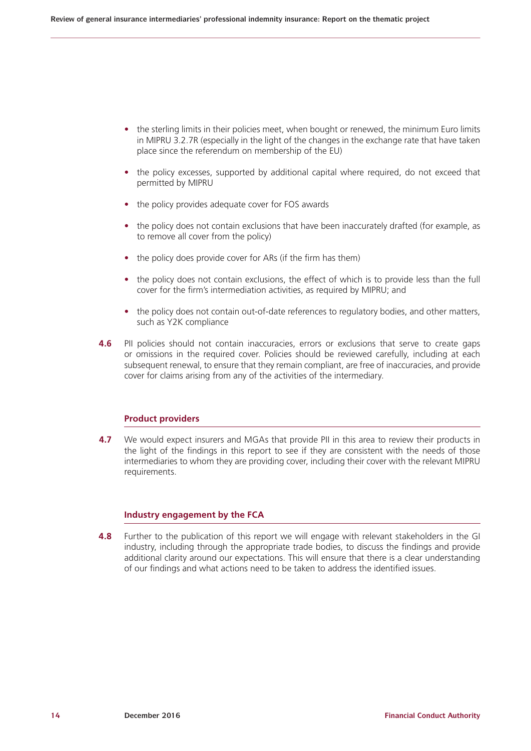- the sterling limits in their policies meet, when bought or renewed, the minimum Euro limits in MIPRU 3.2.7R (especially in the light of the changes in the exchange rate that have taken place since the referendum on membership of the EU)
- the policy excesses, supported by additional capital where required, do not exceed that permitted by MIPRU
- the policy provides adequate cover for FOS awards
- the policy does not contain exclusions that have been inaccurately drafted (for example, as to remove all cover from the policy)
- the policy does provide cover for ARs (if the firm has them)
- the policy does not contain exclusions, the effect of which is to provide less than the full cover for the firm's intermediation activities, as required by MIPRU; and
- the policy does not contain out-of-date references to regulatory bodies, and other matters, such as Y2K compliance

**4.6** PII policies should not contain inaccuracies, errors or exclusions that serve to create gaps or omissions in the required cover. Policies should be reviewed carefully, including at each subsequent renewal, to ensure that they remain compliant, are free of inaccuracies, and provide cover for claims arising from any of the activities of the intermediary.

### Product providers

**4.7** We would expect insurers and MGAs that provide PII in this area to review their products in the light of the findings in this report to see if they are consistent with the needs of those intermediaries to whom they are providing cover, including their cover with the relevant MIPRU requirements.

### Industry engagement by the FCA

**4.8** Further to the publication of this report we will engage with relevant stakeholders in the GI industry, including through the appropriate trade bodies, to discuss the findings and provide additional clarity around our expectations. This will ensure that there is a clear understanding of our findings and what actions need to be taken to address the identified issues.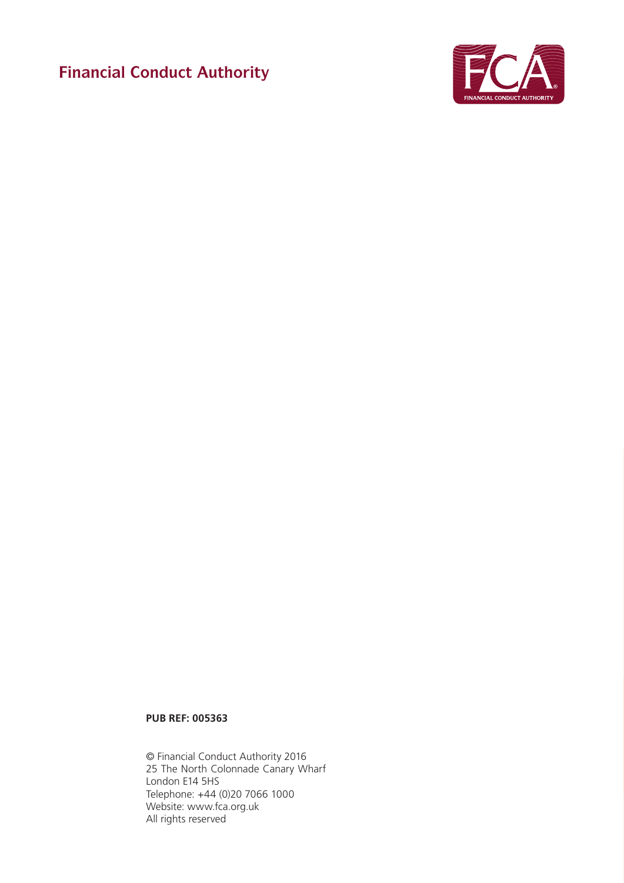**Financial Conduct Authority**

**PUB REF: 005363**

© Financial Conduct Authority 2016
25 The North Colonnade Canary Wharf
London E14 5HS
Telephone: +44 (0)20 7066 1000
Website: www.fca.org.uk
All rights reserved